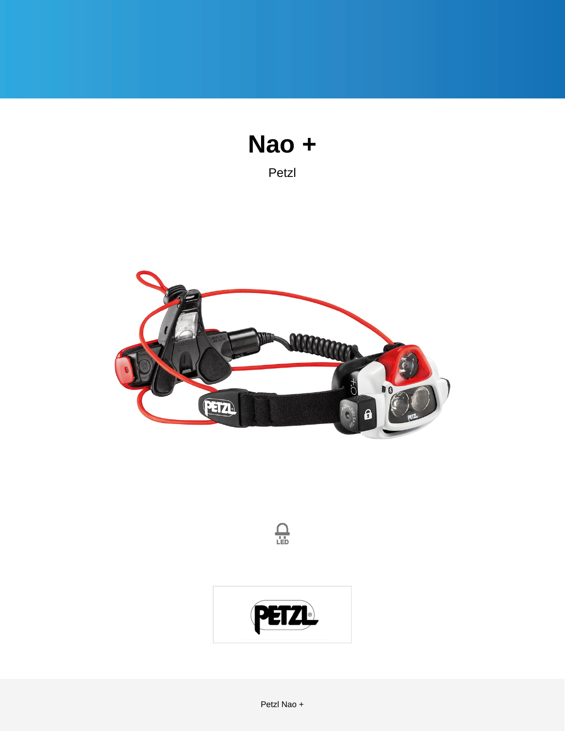# Nao +

Petzl

LED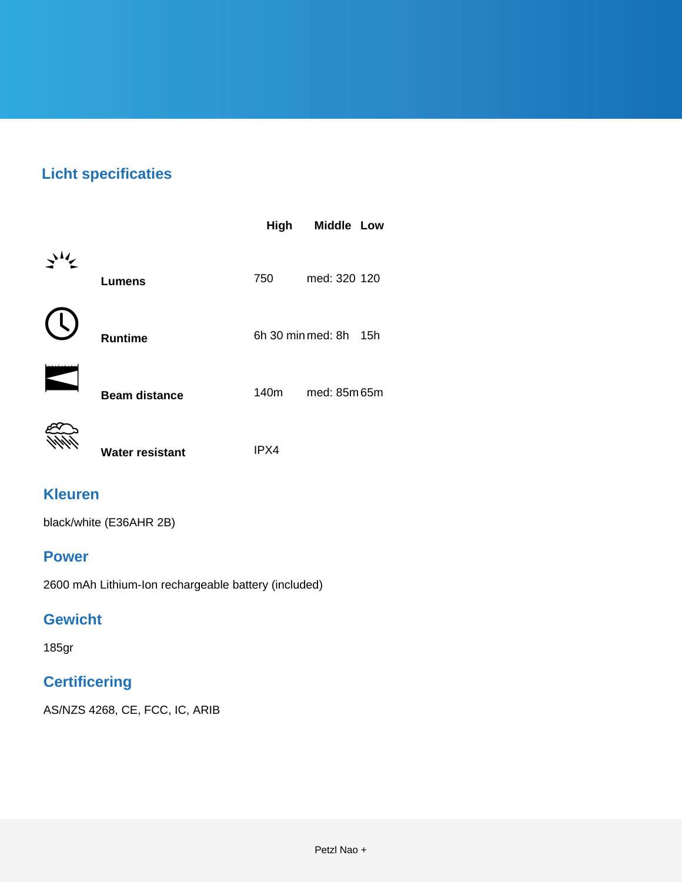## Licht specificaties

| | High | Middle | Low |
| --- | --- | --- | --- |
| **Lumens** | 750 | med: 320 | 120 |
| **Runtime** | 6h 30 min | med: 8h | 15h |
| **Beam distance** | 140m | med: 85m | 65m |
| **Water resistant** | IPX4 | | |

## Kleuren

black/white (E36AHR 2B)

## Power

2600 mAh Lithium-Ion rechargeable battery (included)

## Gewicht

185gr

## Certificering

AS/NZS 4268, CE, FCC, IC, ARIB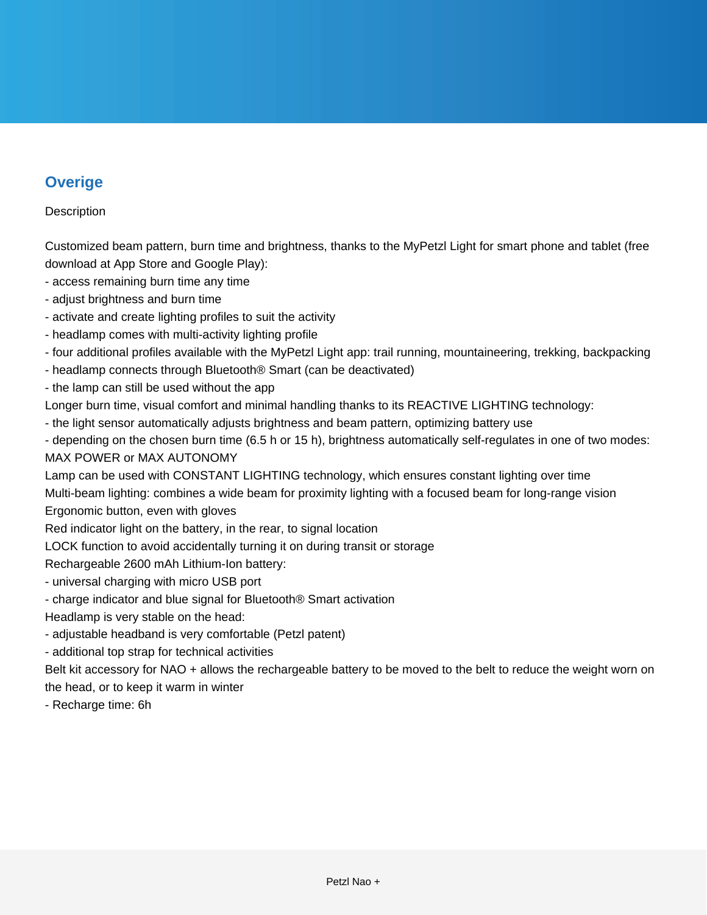## Overige

Description

Customized beam pattern, burn time and brightness, thanks to the MyPetzl Light for smart phone and tablet (free download at App Store and Google Play):
- access remaining burn time any time
- adjust brightness and burn time
- activate and create lighting profiles to suit the activity
- headlamp comes with multi-activity lighting profile
- four additional profiles available with the MyPetzl Light app: trail running, mountaineering, trekking, backpacking
- headlamp connects through Bluetooth® Smart (can be deactivated)
- the lamp can still be used without the app

Longer burn time, visual comfort and minimal handling thanks to its REACTIVE LIGHTING technology:
- the light sensor automatically adjusts brightness and beam pattern, optimizing battery use
- depending on the chosen burn time (6.5 h or 15 h), brightness automatically self-regulates in one of two modes: MAX POWER or MAX AUTONOMY

Lamp can be used with CONSTANT LIGHTING technology, which ensures constant lighting over time
Multi-beam lighting: combines a wide beam for proximity lighting with a focused beam for long-range vision
Ergonomic button, even with gloves
Red indicator light on the battery, in the rear, to signal location
LOCK function to avoid accidentally turning it on during transit or storage
Rechargeable 2600 mAh Lithium-Ion battery:
- universal charging with micro USB port
- charge indicator and blue signal for Bluetooth® Smart activation

Headlamp is very stable on the head:
- adjustable headband is very comfortable (Petzl patent)
- additional top strap for technical activities

Belt kit accessory for NAO + allows the rechargeable battery to be moved to the belt to reduce the weight worn on the head, or to keep it warm in winter
- Recharge time: 6h